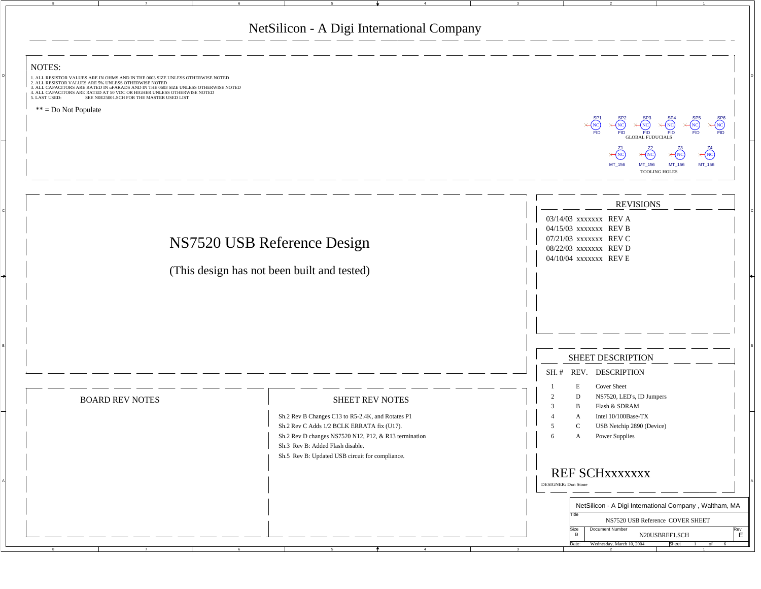# NetSilicon - A Digi International Company

NOTES:

1. ALL RESISTOR VALUES ARE IN OHMS AND IN THE 0603 SIZE UNLESS OTHERWISE NOTED
2. ALL RESISTOR VALUES ARE 5% UNLESS OTHERWISE NOTED
3. ALL CAPACITORS ARE RATED IN uFARADS AND IN THE 0603 SIZE UNLESS OTHERWISE NOTED
4. ALL CAPACITORS ARE RATED AT 50 VDC OR HIGHER UNLESS OTHERWISE NOTED
5. LAST USED: SEE N0E25001.SCH FOR THE MASTER USED LIST

** = Do Not Populate

SP1 NC FID, SP2 NC FID, SP3 NC FID, SP4 NC FID, SP5 NC FID, SP6 NC FID

GLOBAL FUDUCIALS

Z1 NC MT_156, Z2 NC MT_156, Z3 NC MT_156, Z4 NC MT_156

TOOLING HOLES

# NS7520 USB Reference Design

(This design has not been built and tested)

## REVISIONS

03/14/03 xxxxxxx REV A
04/15/03 xxxxxxx REV B
07/21/03 xxxxxxx REV C
08/22/03 xxxxxxx REV D
04/10/04 xxxxxxx REV E

## SHEET DESCRIPTION

| SH. # | REV. | DESCRIPTION |
| --- | --- | --- |
| 1 | E | Cover Sheet |
| 2 | D | NS7520, LED's, ID Jumpers |
| 3 | B | Flash & SDRAM |
| 4 | A | Intel 10/100Base-TX |
| 5 | C | USB Netchip 2890 (Device) |
| 6 | A | Power Supplies |

## BOARD REV NOTES

## SHEET REV NOTES

Sh.2 Rev B Changes C13 to R5-2.4K, and Rotates P1
Sh.2 Rev C Adds 1/2 BCLK ERRATA fix (U17).
Sh.2 Rev D changes NS7520 N12, P12, & R13 termination
Sh.3 Rev B: Added Flash disable.
Sh.5 Rev B: Updated USB circuit for compliance.

REF SCHxxxxxxx

DESIGNER: Don Stone

| NetSilicon - A Digi International Company , Waltham, MA | | |
| --- | --- | --- |
| Title: NS7520 USB Reference COVER SHEET | | |
| Size: B | Document Number: N20USBREF1.SCH | Rev: E |
| Date: Wednesday, March 10, 2004 | Sheet 1 of 6 | |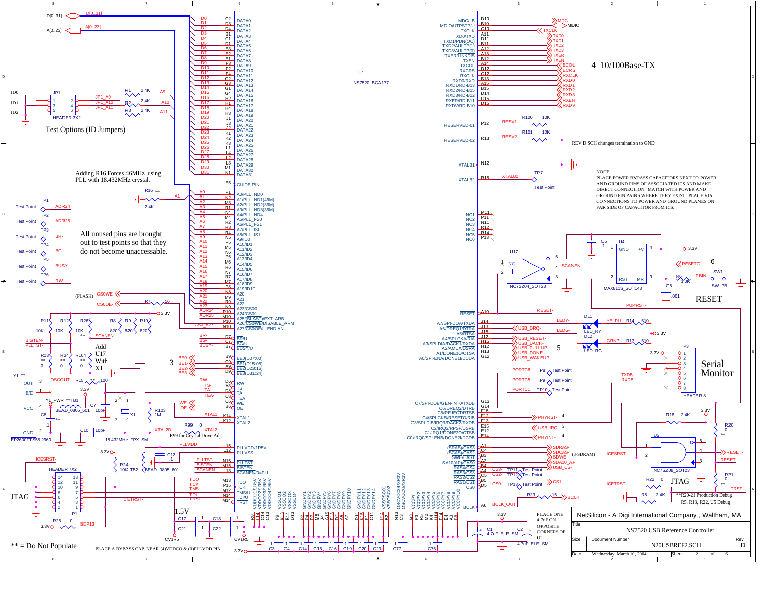# NS7520 USB Reference Controller — Schematic (Sheet 2 of 6)

**U1: NS7520_BGA177**

## Data / Address Bus

D[0..31]

A[0..23]

### Test Options (ID Jumpers)

JP1 HEADER 3X2 — ID0, ID1, ID2; R1 2.4K (JP1_A9 → A9), R2 2.4K (JP1_A10 → A10), R3 2.4K (JP1_A11 → A11)

Adding R16 Forces 46MHz using PLL with 18.432MHz crystal.

R16 ** 2.4K → A1

All unused pins are brought out to test points so that they do not become unaccessable.

| Test Point | Signal |
|---|---|
| TP1 | ADR24 |
| TP2 | ADR25 |
| TP3 | BR- |
| TP4 | BG- |
| TP5 | BUSY- |
| TP6 | RW- |

(FLASH) CS0WE-, CS0OE- (R7 56)

### U1 pins (left side)

| Net | Ball | Pin name |
|---|---|---|
| D0 | C2 | DATA0 |
| D1 | D3 | DATA1 |
| D2 | D4 | DATA2 |
| D3 | B1 | DATA3 |
| D4 | C1 | DATA4 |
| D5 | D1 | DATA5 |
| D6 | E3 | DATA6 |
| D7 | E2 | DATA7 |
| D8 | E1 | DATA8 |
| D9 | F3 | DATA9 |
| D10 | F2 | DATA10 |
| D11 | F4 | DATA11 |
| D12 | G2 | DATA12 |
| D13 | G3 | DATA13 |
| D14 | G1 | DATA14 |
| D15 | G4 | DATA15 |
| D16 | H2 | DATA16 |
| D17 | H1 | DATA17 |
| D18 | H4 | DATA18 |
| D19 | H3 | DATA19 |
| D20 | J1 | DATA20 |
| D21 | J3 | DATA21 |
| D22 | J2 | DATA22 |
| D23 | K1 | DATA23 |
| D24 | K2 | DATA24 |
| D25 | K3 | DATA25 |
| D26 | L1 | DATA26 |
| D27 | L4 | DATA27 |
| D28 | L2 | DATA28 |
| D29 | L3 | DATA29 |
| D30 | M1 | DATA30 |
| D31 | N1 | DATA31 |
| | E5 | GUIDE PIN |
| A0 | P1 | A0/PLL_ND0 |
| A1 | N2 | A1/PLL_ND1(46M) |
| A2 | M3 | A2/PLL_ND2(36M) |
| A3 | R1 | A3/PLL_ND3(36M) |
| A4 | N4 | A4/PLL_ND4 |
| A5 | M4 | A5/PLL_FS0 |
| A6 | R2 | A6/PLL_FS1 |
| A7 | R3 | A7/PLL_IS0 |
| A8 | R4 | A8/PLL_IS1 |
| A9 | N5 | A9/ID0 |
| A10 | P5 | A10/ID1 |
| A11 | M5 | A11/ID2 |
| A12 | N6 | A12/ID3 |
| A13 | P6 | A13/ID4 |
| A14 | M6 | A14/ID5 |
| A15 | R6 | A15/ID6 |
| A16 | R5 | A16/ID7 |
| A17 | R7 | A17/ID8 |
| A18 | M7 | A18/ID9 |
| A19 | P8 | A19/ID10 |
| A20 | N8 | A20 |
| A21 | M9 | A21 |
| A22 | R9 | A22 |
| A23 | N9 | A23/CS00 |
| ADR24 | R10 | A24/CS01 |
| ADR25 | M10 | A25/(BLAST)/EXT_ARB |
| | P10 | A26/CS0WE/DISABLE_ARM |
| CS0_A27 | N10 | A27/CS0OE/L_ENDIAN |
| BR- | D7 | BR/U |
| BG- | C7 | BG/U |
| BUSY- | B7 | BUSY/U |
| BE0- | B9 | BE0(D07:00) |
| BE1- | C9 | BE1(D15:08) |
| BE2- | A9 | BE2(D23:16) |
| BE3- | D9 | BE3(D31:24) |
| RW- | D6 | RW |
| TS- | A8 | TS |
| TA- | D8 | TA |
| TEA- | C8 | TEA |
| WE- | C6 | WE |
| OE- | B6 | OE |
| XTAL1 | K14 | XTAL1 |
| XTAL2 | K12 | XTAL2 |
| PLLVDD | L15 | PLLVDD/1R5V |
| | L12 | PLLVSS |
| PLLTST- | N15 | PLLTST |
| BISTEN- | M15 | BISTEN |
| SCANEN- | L13 | SCANEN/0=PLL |
| TDO | M13 | TDO |
| TCK | P15 | TCK |
| TMS | M12 | TMS/U |
| TDI | N14 | TDI/U |
| TRST- | M14 | TRST |

### Pull-ups / configuration

R11 10K, R12 10K, R26 10K **, R8 820, R9 820, R10 820 (3.3V); BISTEN-, PLLTST-, SCANEN-; R13 0 **, R34 0 **, R104 0 **

Add U17 With X1

Y1 ** EP2600TTS55.2960 — OUT, E/D, VCC, GND; OSCOUT, R15 ** 100; Y1_PWR **TB1 BEAD_0805_601; C8 .1 **; C7 10pF; X1 18.432MHz_FPX_SM; R103 1M; C10 10pF; XTAL2D; R99 0 — R99 for Crystal Drive Adj.

3.3V, R24 10K TB2, BEAD_0805_601, C12 .1, PLLVDD

## JTAG

HEADER 7X2 (P1), ICESRST-, ICETRST-, R25 0, BDP13

1.5V — C17 .1, C18 .1, C21 .1, C22 .1; CV1R5

PLACE A BYPASS CAP. NEAR (4)VDDCO & (1)PLLVDD PIN

** = Do Not Populate

Power pins: VDDCO1/1R5V … VDDCO4/1R5V (R8, P14, C12, C13); VSSCO1–VSSCO4 (P9, K13, B10, D13); GNDPY1–GNDPY14; VSSSCO1, VSSSCO2; OSCVCC01/3R3V, OSCVCC02/3R3V; VCCPY1–VCCPY10

Capacitors .1: C3, C4, C14, C15, C16, C19, C20, C23, C77, C76; 3.3V

## 4 10/100Base-TX

| Pin name | Ball | Net |
|---|---|---|
| MDC/LB | D10 | MDC |
| MDIO/UTPSTP/U | B10 | MDIO |
| TXCLK | C10 | TXCLK |
| TXD0/TXD | A11 | TXD0 |
| TXD1/PDN(OC) | D11 | TXD1 |
| TXD2/AUI-TP(1) | B11 | TXD2 |
| TXD3/AUI-TP(0) | A12 | TXD3 |
| TXER/LINKDIS | A13 | TXER |
| TXEN | B12 | TXEN |
| TXCOL | A14 | ECOL |
| RXCRS | D12 | ECRS |
| RXCLK | C12 | RXCLK |
| RXD0/RXD | B13 | RXD0 |
| RXD1/RD-B13 | A15 | RXD1 |
| RXD2/RD-B15 | B15 | RXD2 |
| RXD3/RD-B12 | D14 | RXD3 |
| RXER/RD-B11 | C15 | RXER |
| RXDV/RD-B10 | D15 | RXDV |
| RESERVED-01 | P12 | RESV1 (R100 10K) |
| RESERVED-02 | R13 | RESV2 (R101 10K) |
| XTALB1 | N12 | |
| XTALB2 | R15 | XTALB2 (TP7 Test Point) |

REV D SCH changes termination to GND

NC1–NC6: M11, P11, N11, R12, R14, P13

NOTE:
PLACE POWER BYPASS CAPACITORS NEXT TO POWER AND GROUND PINS OF ASSOCIATED ICS AND MAKE DIRECT CONNECTION. MATCH WITH POWER AND GROUND PIN PAIRS WHERE THEY EXIST. PLACE VIA CONNECTIONS TO POWER AND GROUND PLANES ON FAR SIDE OF CAPACITOR FROM ICS.

## RESET

U17 NC7SZ04_SOT23 — SCANEN-

U4 MAX811S_SOT143 — GND, +V, RST, MR; C5 .1; 3.3V; RESETC-; R6 1.0K; PBIN; SW1 SW_PB; C6 .001; PUPRST-

| Pin name | Ball | Net |
|---|---|---|
| RESET | A10 | RESET- |
| A7/SPI-DOA/TXDA | J14 | LEDY- |
| A6/DREQ1/DTRA | J13 | USB_DRQ- |
| A5/RTSA | J15 | LEDG- |
| A4/SPI-CKA/RIA | J12 | USB_RESET- |
| A3/SPI-DIA/DACK1/RXDA | H15 | USB_DACK- |
| A2/AMUX/DSRA | H12 | USB_PULLUP- |
| A1/DONE1O/CTSA | H13 | USB_DONE- |
| A0/SPI-ENA/DONE1I/DCDA | G12 | USB_WAKEUP- |
| C7/SPI-DOB/GEN-INT0/TXDB | G13 | PORTC6 (TP8 Test Point) |
| C6/DREQ2/DTRB | G14 | PORTC5 (TP9 Test Point) |
| C5/REJECT/RTSB | F15 | PORTC1 (TP10 Test Point) |
| C4/SPI-CKB/RESETO/RIB | F12 | PHYRST- |
| C3/SPI-DIB/IRQ3/DACK2/RXDB | F13 | |
| C2/IRQ2/RPSF/DSRB | E15 | USB_IRQ- |
| C1/IRQ1/DONE2O/CTSB | E12 | |
| C0/IRQ0/SPI-ENB/DONE2I/DCDB | E14 | PHYINT- |
| (SRAS)/CAS3 | A1 | SDRAS- |
| (SCAS)/CAS2 | C4 | SDCAS- |
| SWE/CAS1 | B3 | SDWE- |
| SA10(AP)/CAS0 | A2 | SDA10_AP |
| RAS4/CS4 | B4 | USB_CS- |
| RAS3/CS3 | A4 | CS3- (TP11 Test Point) |
| RAS2/CS2 | C5 | CS2- (TP12 Test Point) |
| RAS1/CS1 | B5 | CS1- |
| CS0 | D5 | CS0- (TP13 Test Point) |
| BCLK | A6 | BCLK_OUT (R23 15 → BCLK) |

(3-SDRAM)

DL1 LED_RY — YELPU, R14 510; DL2 LED_RG — GRNPU, R17 510; 3.3V

## Serial Monitor

P3 HEADER 8 — TXDB, RXDB, 3.3V

U5 NC7SZ08_SOT23 — ICESRST-, RESET-, R18 2.4K, R20 0 **, R21 0 **, R22 0, R5 2.4K, ICETRST-, TRST-, 3.3V

JTAG

**R20-21 Production Debug
R5, R18, R22, U5 Debug

C1 4.7uF_ELE_SM, C2 4.7uF_ELE_SM, 3.3V

PLACE ONE 4.7uF ON OPPOSITE CORNERS OF U1

| | |
|---|---|
| Company | NetSilicon - A Digi International Company , Waltham, MA |
| Title | NS7520 USB Reference Controller |
| Document Number | N20USBREF2.SCH |
| Rev | D |
| Date | Wednesday, March 10, 2004 |
| Sheet | 2 of 6 |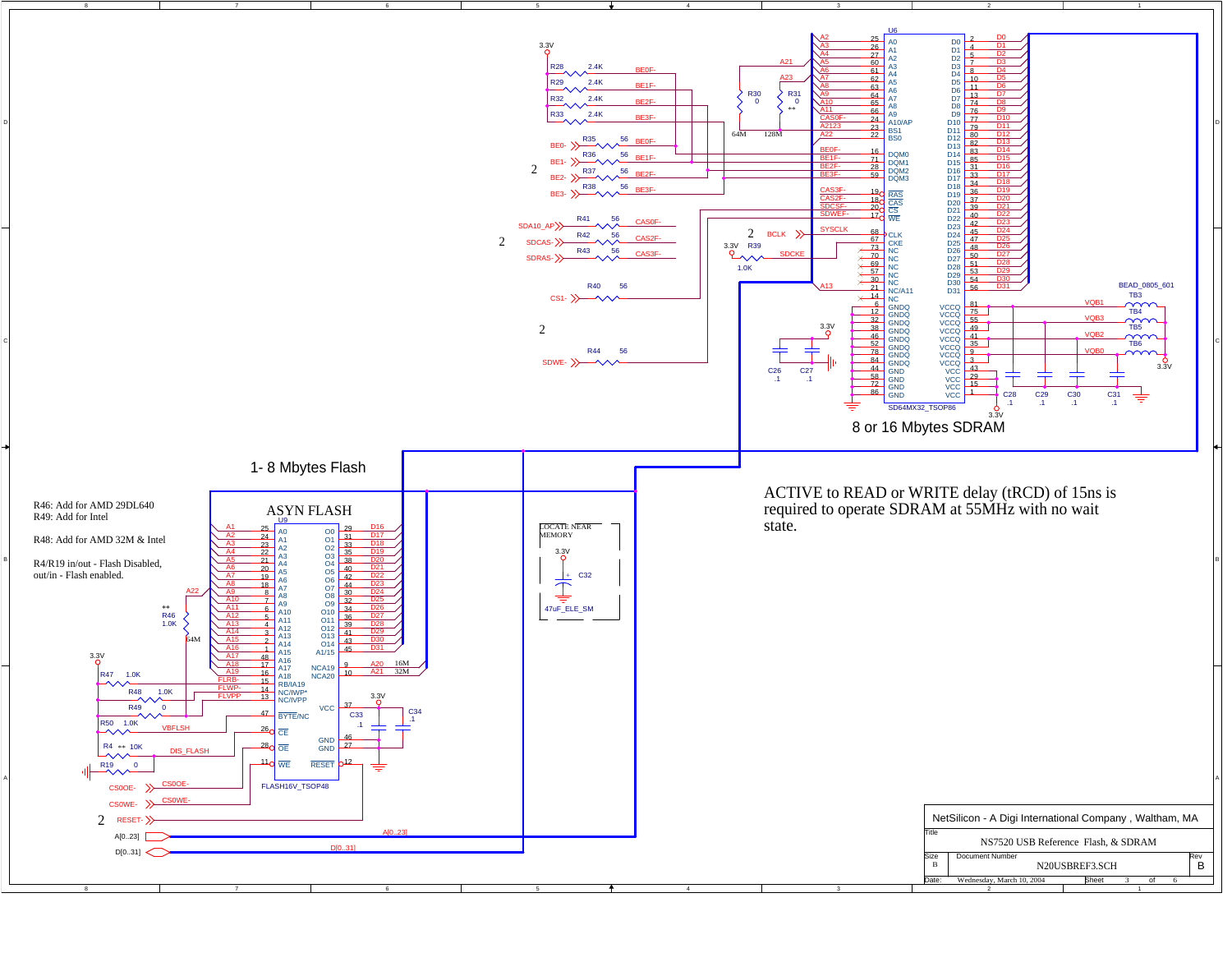## 8 or 16 Mbytes SDRAM

## 1- 8 Mbytes Flash

ASYN FLASH

R46: Add for AMD 29DL640
R49: Add for Intel

R48: Add for AMD 32M & Intel

R4/R19 in/out - Flash Disabled,
out/in - Flash enabled.

LOCATE NEAR MEMORY

ACTIVE to READ or WRITE delay (tRCD) of 15ns is required to operate SDRAM at 55MHz with no wait state.

| NetSilicon - A Digi International Company , Waltham, MA | | |
|---|---|---|
| Title: NS7520 USB Reference Flash, & SDRAM | | |
| Size: B | Document Number: N20USBREF3.SCH | Rev: B |
| Date: Wednesday, March 10, 2004 | Sheet 3 of 6 | |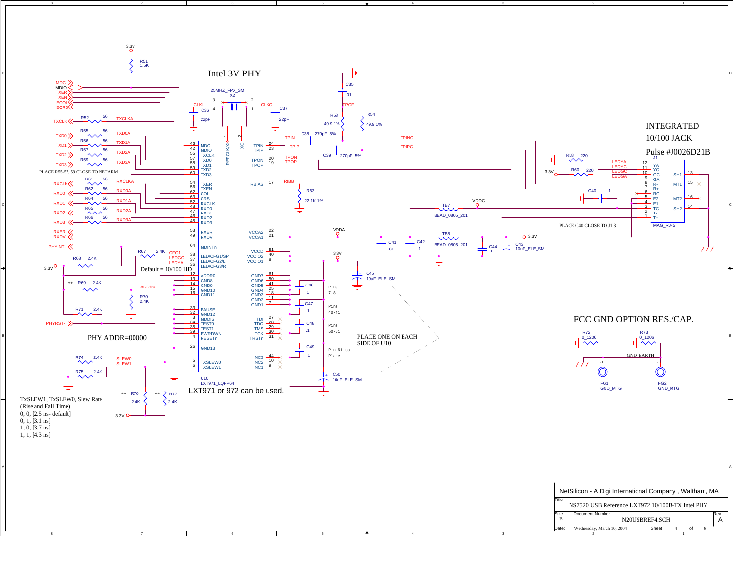# Intel 3V PHY

**INTEGRATED 10/100 JACK**

**Pulse #J0026D21B**

**FCC GND OPTION RES./CAP.**

PLACE R55-57, 59 CLOSE TO NETARM

Default = 10/100 HD

PHY ADDR=00000

PLACE C40 CLOSE TO J1.3

PLACE ONE ON EACH SIDE OF U10

LXT971 or 972 can be used.

TxSLEW1, TxSLEW0, Slew Rate (Rise and Fall Time)

- 0, 0, [2.5 ns- default]
- 0, 1, [3.1 ns]
- 1, 0, [3.7 ns]
- 1, 1, [4.3 ns]

| NetSilicon - A Digi International Company , Waltham, MA | | |
|---|---|---|
| Title: NS7520 USB Reference LXT972 10/100B-TX Intel PHY | | |
| Size: B | Document Number: N20USBREF4.SCH | Rev: A |
| Date: Wednesday, March 10, 2004 | Sheet 4 of 6 | |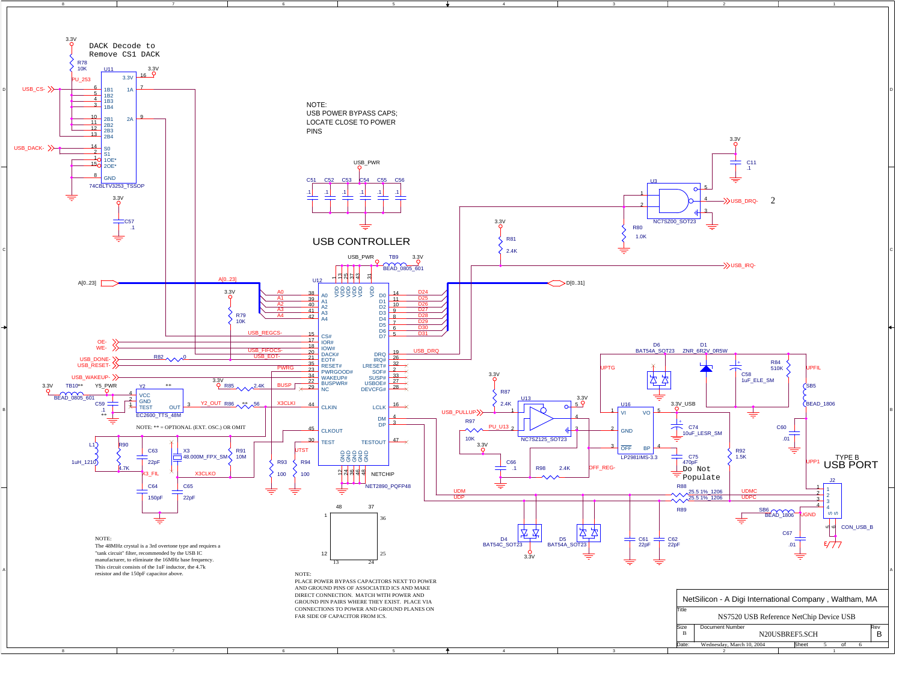DACK Decode to Remove CS1 DACK

NOTE:
USB POWER BYPASS CAPS;
LOCATE CLOSE TO POWER
PINS

## USB CONTROLLER

NOTE: ** = OPTIONAL (EXT. OSC.) OR OMIT

NOTE:
The 48MHz crystal is a 3rd overtone type and requires a "tank circuit" filter, recommended by the USB IC manufacturer, to eliminate the 16MHz base frequency. This circuit consists of the 1uF inductor, the 4.7k resistor and the 150pF capacitor above.

NOTE:
PLACE POWER BYPASS CAPACITORS NEXT TO POWER AND GROUND PINS OF ASSOCIATED ICS AND MAKE DIRECT CONNECTION. MATCH WITH POWER AND GROUND PIN PAIRS WHERE THEY EXIST. PLACE VIA CONNECTIONS TO POWER AND GROUND PLANES ON FAR SIDE OF CAPACITOR FROM ICS.

TYPE B
USB PORT

Do Not Populate

| NetSilicon - A Digi International Company , Waltham, MA | | |
|---|---|---|
| Title: NS7520 USB Reference NetChip Device USB | | |
| Size: B | Document Number: N20USBREF5.SCH | Rev: B |
| Date: Wednesday, March 10, 2004 | Sheet 5 of 6 | |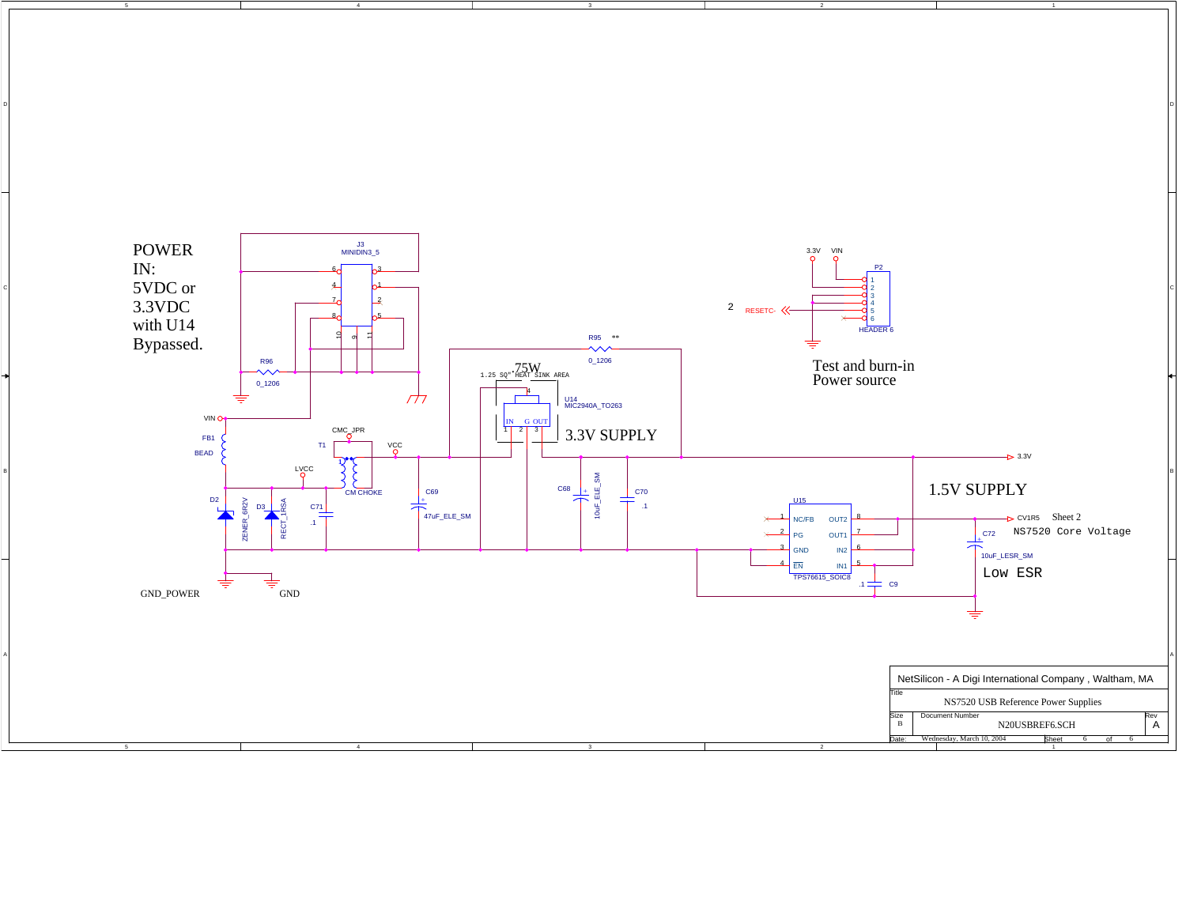POWER IN: 5VDC or 3.3VDC with U14 Bypassed.

J3
MINIDIN3_5

R96
0_1206

VIN

FB1
BEAD

D2
ZENER_6R2V

D3
RECT_1RSA

C71
.1

LVCC

CMC_JPR

T1

CM CHOKE

VCC

C69
47uF_ELE_SM

GND_POWER

GND

R95 **
0_1206

.75W
1.25 SQ" HEAT SINK AREA

U14
MIC2940A_TO263

IN G OUT

3.3V SUPPLY

C68
10uF_ELE_SM

C70
.1

3.3V

1.5V SUPPLY

U15
TPS76615_SOIC8

NC/FB
PG
GND
EN
OUT2
OUT1
IN2
IN1

C9
.1

CV1R5 Sheet 2

NS7520 Core Voltage

C72
10uF_LESR_SM

Low ESR

3.3V VIN

P2
HEADER 6

2 RESETC-

Test and burn-in Power source

NetSilicon - A Digi International Company , Waltham, MA

Title: NS7520 USB Reference Power Supplies

Size: B

Document Number: N20USBREF6.SCH

Rev: A

Date: Wednesday, March 10, 2004

Sheet 6 of 6